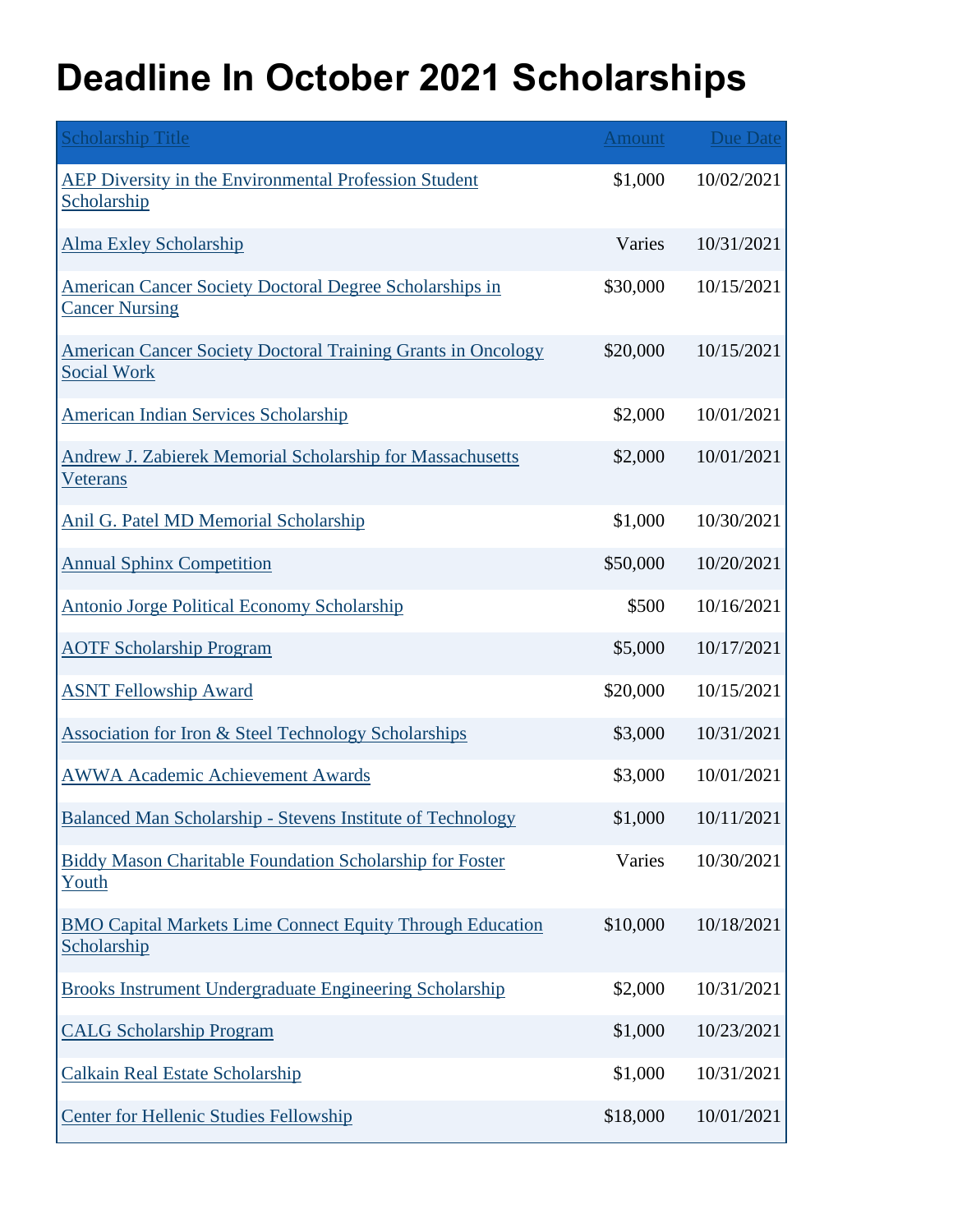# Deadline In October 2021 Scholarships

| Scholarship Title | Amount | Due Date |
| --- | --- | --- |
| AEP Diversity in the Environmental Profession Student Scholarship | $1,000 | 10/02/2021 |
| Alma Exley Scholarship | Varies | 10/31/2021 |
| American Cancer Society Doctoral Degree Scholarships in Cancer Nursing | $30,000 | 10/15/2021 |
| American Cancer Society Doctoral Training Grants in Oncology Social Work | $20,000 | 10/15/2021 |
| American Indian Services Scholarship | $2,000 | 10/01/2021 |
| Andrew J. Zabierek Memorial Scholarship for Massachusetts Veterans | $2,000 | 10/01/2021 |
| Anil G. Patel MD Memorial Scholarship | $1,000 | 10/30/2021 |
| Annual Sphinx Competition | $50,000 | 10/20/2021 |
| Antonio Jorge Political Economy Scholarship | $500 | 10/16/2021 |
| AOTF Scholarship Program | $5,000 | 10/17/2021 |
| ASNT Fellowship Award | $20,000 | 10/15/2021 |
| Association for Iron & Steel Technology Scholarships | $3,000 | 10/31/2021 |
| AWWA Academic Achievement Awards | $3,000 | 10/01/2021 |
| Balanced Man Scholarship - Stevens Institute of Technology | $1,000 | 10/11/2021 |
| Biddy Mason Charitable Foundation Scholarship for Foster Youth | Varies | 10/30/2021 |
| BMO Capital Markets Lime Connect Equity Through Education Scholarship | $10,000 | 10/18/2021 |
| Brooks Instrument Undergraduate Engineering Scholarship | $2,000 | 10/31/2021 |
| CALG Scholarship Program | $1,000 | 10/23/2021 |
| Calkain Real Estate Scholarship | $1,000 | 10/31/2021 |
| Center for Hellenic Studies Fellowship | $18,000 | 10/01/2021 |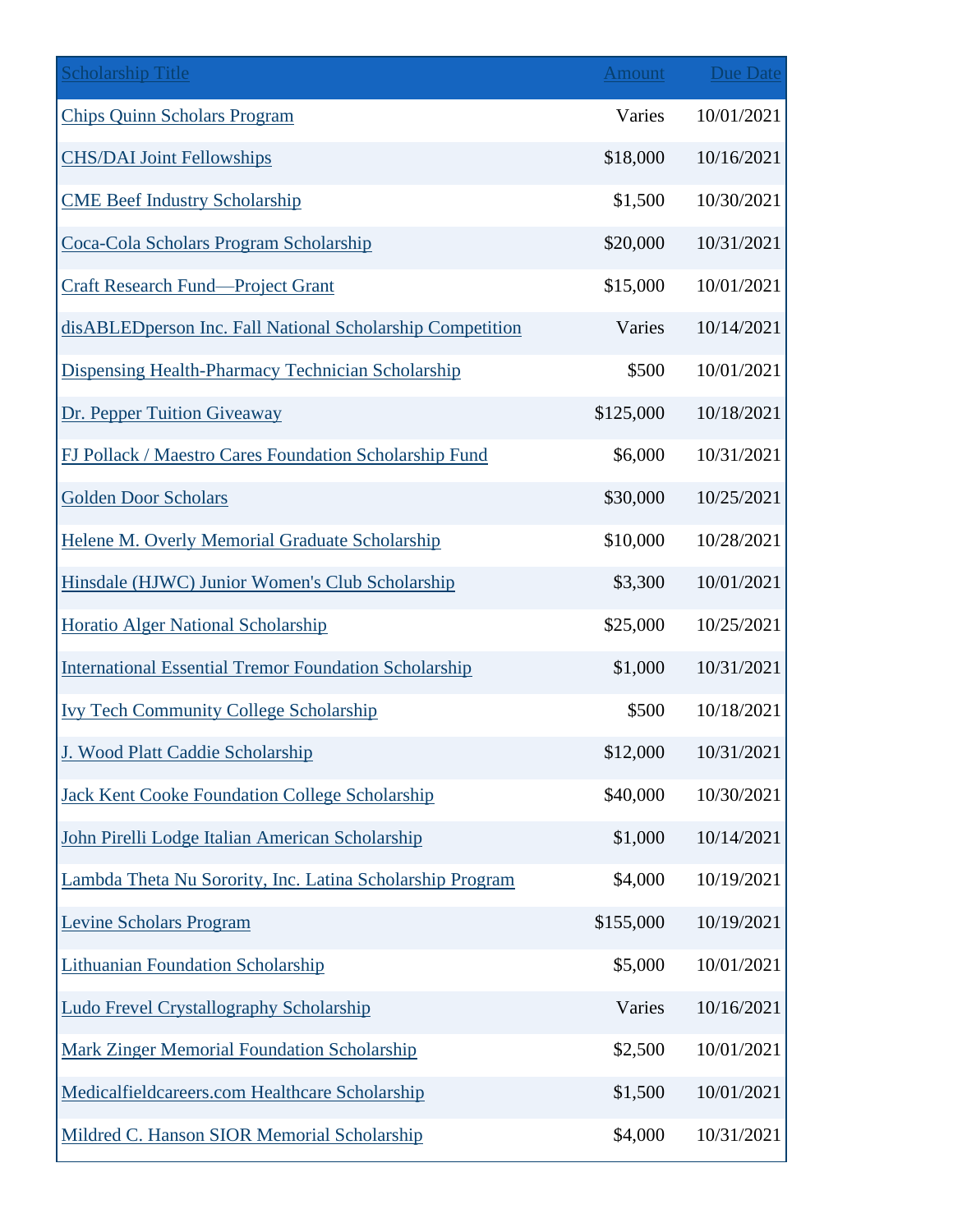| Scholarship Title | Amount | Due Date |
|---|---|---|
| Chips Quinn Scholars Program | Varies | 10/01/2021 |
| CHS/DAI Joint Fellowships | $18,000 | 10/16/2021 |
| CME Beef Industry Scholarship | $1,500 | 10/30/2021 |
| Coca-Cola Scholars Program Scholarship | $20,000 | 10/31/2021 |
| Craft Research Fund—Project Grant | $15,000 | 10/01/2021 |
| disABLEDperson Inc. Fall National Scholarship Competition | Varies | 10/14/2021 |
| Dispensing Health-Pharmacy Technician Scholarship | $500 | 10/01/2021 |
| Dr. Pepper Tuition Giveaway | $125,000 | 10/18/2021 |
| FJ Pollack / Maestro Cares Foundation Scholarship Fund | $6,000 | 10/31/2021 |
| Golden Door Scholars | $30,000 | 10/25/2021 |
| Helene M. Overly Memorial Graduate Scholarship | $10,000 | 10/28/2021 |
| Hinsdale (HJWC) Junior Women's Club Scholarship | $3,300 | 10/01/2021 |
| Horatio Alger National Scholarship | $25,000 | 10/25/2021 |
| International Essential Tremor Foundation Scholarship | $1,000 | 10/31/2021 |
| Ivy Tech Community College Scholarship | $500 | 10/18/2021 |
| J. Wood Platt Caddie Scholarship | $12,000 | 10/31/2021 |
| Jack Kent Cooke Foundation College Scholarship | $40,000 | 10/30/2021 |
| John Pirelli Lodge Italian American Scholarship | $1,000 | 10/14/2021 |
| Lambda Theta Nu Sorority, Inc. Latina Scholarship Program | $4,000 | 10/19/2021 |
| Levine Scholars Program | $155,000 | 10/19/2021 |
| Lithuanian Foundation Scholarship | $5,000 | 10/01/2021 |
| Ludo Frevel Crystallography Scholarship | Varies | 10/16/2021 |
| Mark Zinger Memorial Foundation Scholarship | $2,500 | 10/01/2021 |
| Medicalfieldcareers.com Healthcare Scholarship | $1,500 | 10/01/2021 |
| Mildred C. Hanson SIOR Memorial Scholarship | $4,000 | 10/31/2021 |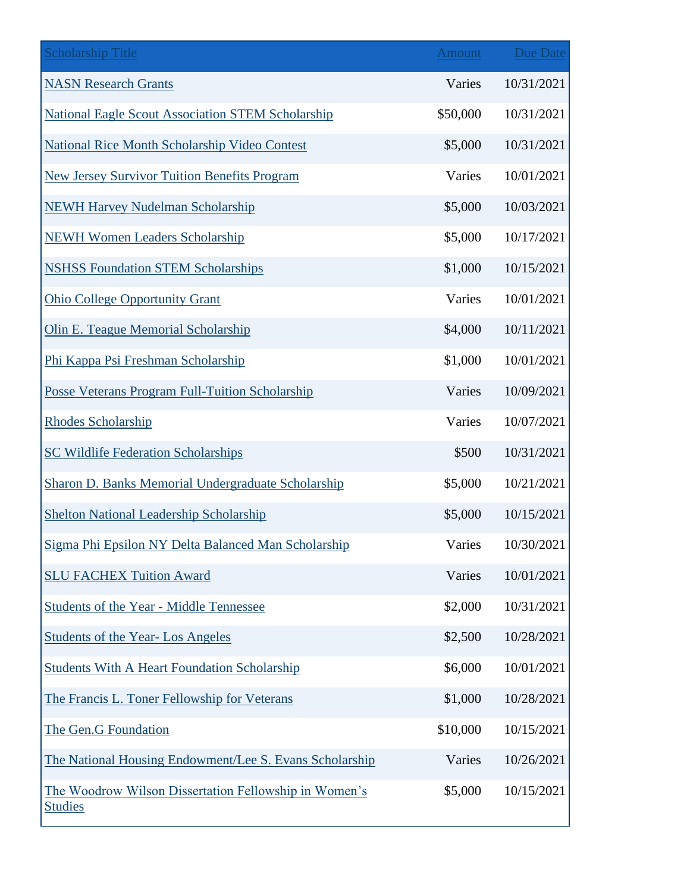| Scholarship Title | Amount | Due Date |
| --- | --- | --- |
| NASN Research Grants | Varies | 10/31/2021 |
| National Eagle Scout Association STEM Scholarship | $50,000 | 10/31/2021 |
| National Rice Month Scholarship Video Contest | $5,000 | 10/31/2021 |
| New Jersey Survivor Tuition Benefits Program | Varies | 10/01/2021 |
| NEWH Harvey Nudelman Scholarship | $5,000 | 10/03/2021 |
| NEWH Women Leaders Scholarship | $5,000 | 10/17/2021 |
| NSHSS Foundation STEM Scholarships | $1,000 | 10/15/2021 |
| Ohio College Opportunity Grant | Varies | 10/01/2021 |
| Olin E. Teague Memorial Scholarship | $4,000 | 10/11/2021 |
| Phi Kappa Psi Freshman Scholarship | $1,000 | 10/01/2021 |
| Posse Veterans Program Full-Tuition Scholarship | Varies | 10/09/2021 |
| Rhodes Scholarship | Varies | 10/07/2021 |
| SC Wildlife Federation Scholarships | $500 | 10/31/2021 |
| Sharon D. Banks Memorial Undergraduate Scholarship | $5,000 | 10/21/2021 |
| Shelton National Leadership Scholarship | $5,000 | 10/15/2021 |
| Sigma Phi Epsilon NY Delta Balanced Man Scholarship | Varies | 10/30/2021 |
| SLU FACHEX Tuition Award | Varies | 10/01/2021 |
| Students of the Year - Middle Tennessee | $2,000 | 10/31/2021 |
| Students of the Year- Los Angeles | $2,500 | 10/28/2021 |
| Students With A Heart Foundation Scholarship | $6,000 | 10/01/2021 |
| The Francis L. Toner Fellowship for Veterans | $1,000 | 10/28/2021 |
| The Gen.G Foundation | $10,000 | 10/15/2021 |
| The National Housing Endowment/Lee S. Evans Scholarship | Varies | 10/26/2021 |
| The Woodrow Wilson Dissertation Fellowship in Women's Studies | $5,000 | 10/15/2021 |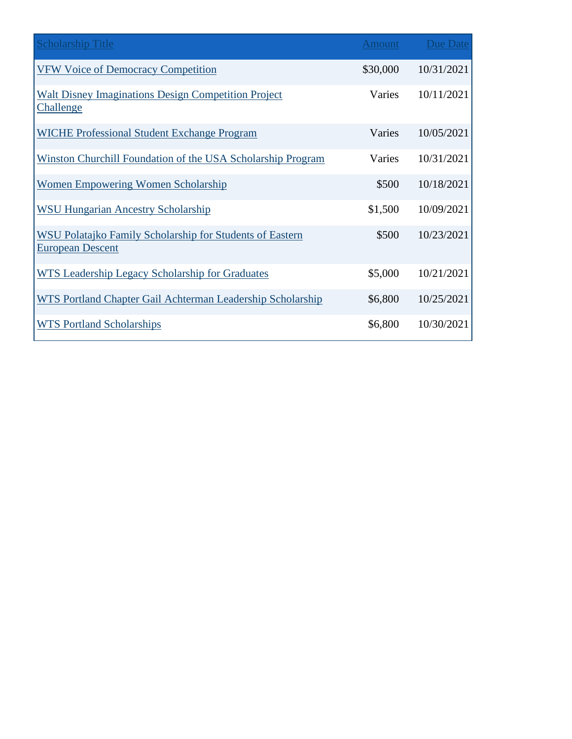| Scholarship Title | Amount | Due Date |
|---|---|---|
| VFW Voice of Democracy Competition | $30,000 | 10/31/2021 |
| Walt Disney Imaginations Design Competition Project Challenge | Varies | 10/11/2021 |
| WICHE Professional Student Exchange Program | Varies | 10/05/2021 |
| Winston Churchill Foundation of the USA Scholarship Program | Varies | 10/31/2021 |
| Women Empowering Women Scholarship | $500 | 10/18/2021 |
| WSU Hungarian Ancestry Scholarship | $1,500 | 10/09/2021 |
| WSU Polatajko Family Scholarship for Students of Eastern European Descent | $500 | 10/23/2021 |
| WTS Leadership Legacy Scholarship for Graduates | $5,000 | 10/21/2021 |
| WTS Portland Chapter Gail Achterman Leadership Scholarship | $6,800 | 10/25/2021 |
| WTS Portland Scholarships | $6,800 | 10/30/2021 |